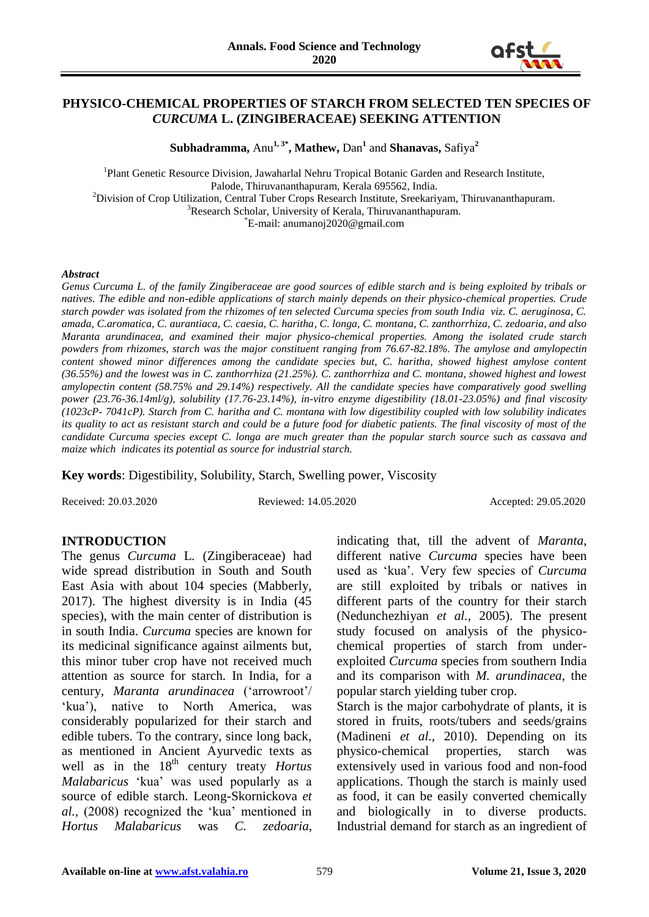# PHYSICO-CHEMICAL PROPERTIES OF STARCH FROM SELECTED TEN SPECIES OF *CURCUMA* L. (ZINGIBERACEAE) SEEKING ATTENTION

**Subhadramma,** Anu[1,3*], **Mathew,** Dan[1] and **Shanavas,** Safiya[2]

[1]Plant Genetic Resource Division, Jawaharlal Nehru Tropical Botanic Garden and Research Institute, Palode, Thiruvananthapuram, Kerala 695562, India.
[2]Division of Crop Utilization, Central Tuber Crops Research Institute, Sreekariyam, Thiruvananthapuram.
[3]Research Scholar, University of Kerala, Thiruvananthapuram.
[*]E-mail: anumanoj2020@gmail.com

***Abstract***

*Genus Curcuma L. of the family Zingiberaceae are good sources of edible starch and is being exploited by tribals or natives. The edible and non-edible applications of starch mainly depends on their physico-chemical properties. Crude starch powder was isolated from the rhizomes of ten selected Curcuma species from south India viz. C. aeruginosa, C. amada, C.aromatica, C. aurantiaca, C. caesia, C. haritha, C. longa, C. montana, C. zanthorrhiza, C. zedoaria, and also Maranta arundinacea, and examined their major physico-chemical properties. Among the isolated crude starch powders from rhizomes, starch was the major constituent ranging from 76.67-82.18%. The amylose and amylopectin content showed minor differences among the candidate species but, C. haritha, showed highest amylose content (36.55%) and the lowest was in C. zanthorrhiza (21.25%). C. zanthorrhiza and C. montana, showed highest and lowest amylopectin content (58.75% and 29.14%) respectively. All the candidate species have comparatively good swelling power (23.76-36.14ml/g), solubility (17.76-23.14%), in-vitro enzyme digestibility (18.01-23.05%) and final viscosity (1023cP- 7041cP). Starch from C. haritha and C. montana with low digestibility coupled with low solubility indicates its quality to act as resistant starch and could be a future food for diabetic patients. The final viscosity of most of the candidate Curcuma species except C. longa are much greater than the popular starch source such as cassava and maize which indicates its potential as source for industrial starch.*

**Key words**: Digestibility, Solubility, Starch, Swelling power, Viscosity

Received: 20.03.2020 Reviewed: 14.05.2020 Accepted: 29.05.2020

## INTRODUCTION

The genus *Curcuma* L. (Zingiberaceae) had wide spread distribution in South and South East Asia with about 104 species (Mabberly, 2017). The highest diversity is in India (45 species), with the main center of distribution is in south India. *Curcuma* species are known for its medicinal significance against ailments but, this minor tuber crop have not received much attention as source for starch. In India, for a century, *Maranta arundinacea* ('arrowroot'/ 'kua'), native to North America, was considerably popularized for their starch and edible tubers. To the contrary, since long back, as mentioned in Ancient Ayurvedic texts as well as in the 18[th] century treaty *Hortus Malabaricus* 'kua' was used popularly as a source of edible starch. Leong-Skornickova *et al.,* (2008) recognized the 'kua' mentioned in *Hortus Malabaricus* was *C. zedoaria*, indicating that, till the advent of *Maranta*, different native *Curcuma* species have been used as 'kua'. Very few species of *Curcuma* are still exploited by tribals or natives in different parts of the country for their starch (Nedunchezhiyan *et al.,* 2005). The present study focused on analysis of the physico-chemical properties of starch from under-exploited *Curcuma* species from southern India and its comparison with *M. arundinacea*, the popular starch yielding tuber crop.

Starch is the major carbohydrate of plants, it is stored in fruits, roots/tubers and seeds/grains (Madineni *et al.,* 2010). Depending on its physico-chemical properties, starch was extensively used in various food and non-food applications. Though the starch is mainly used as food, it can be easily converted chemically and biologically in to diverse products. Industrial demand for starch as an ingredient of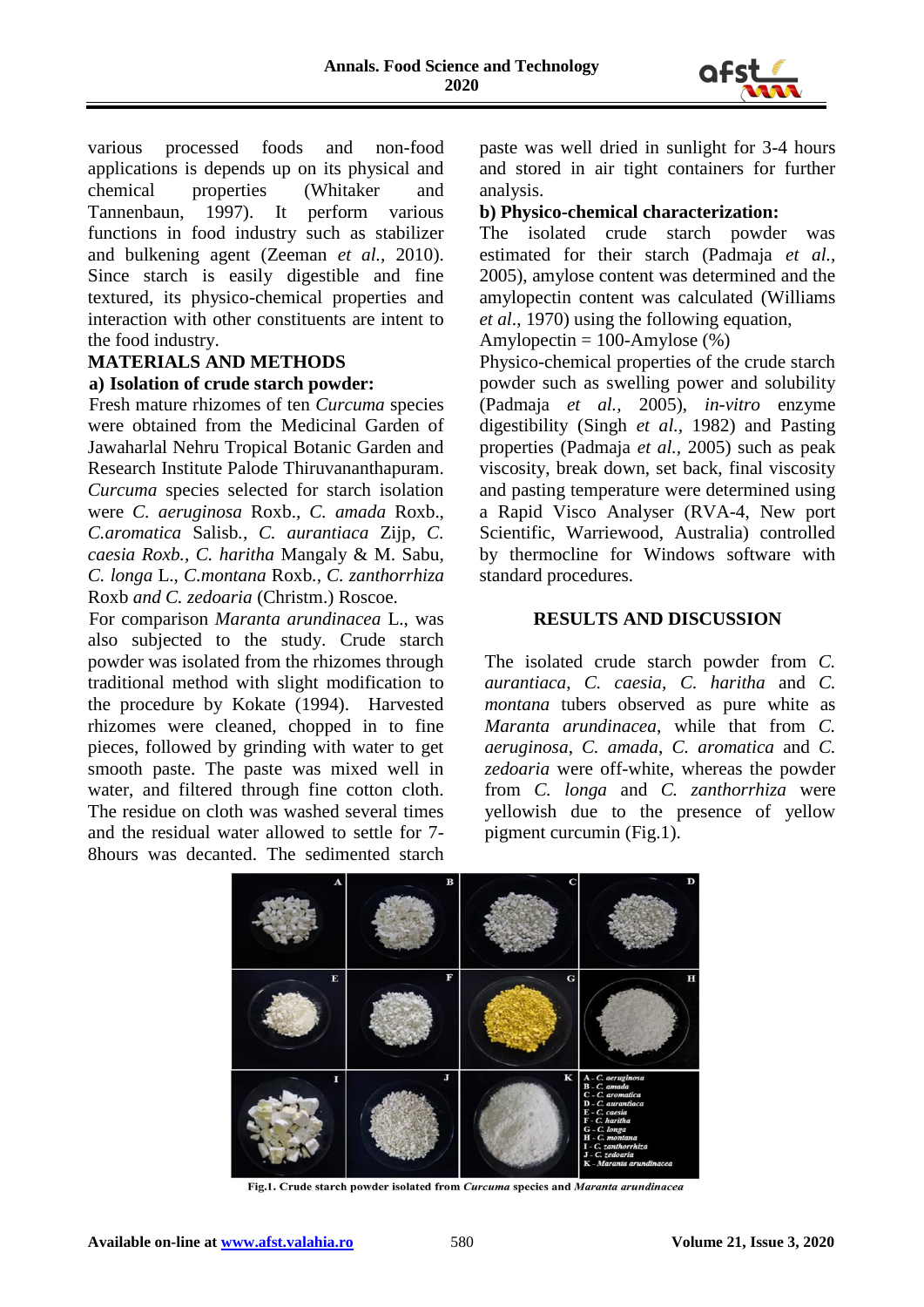various processed foods and non-food applications is depends up on its physical and chemical properties (Whitaker and Tannenbaun, 1997). It perform various functions in food industry such as stabilizer and bulkening agent (Zeeman *et al.,* 2010). Since starch is easily digestible and fine textured, its physico-chemical properties and interaction with other constituents are intent to the food industry.

## MATERIALS AND METHODS

### a) Isolation of crude starch powder:

Fresh mature rhizomes of ten *Curcuma* species were obtained from the Medicinal Garden of Jawaharlal Nehru Tropical Botanic Garden and Research Institute Palode Thiruvananthapuram. *Curcuma* species selected for starch isolation were *C. aeruginosa* Roxb., *C. amada* Roxb., *C.aromatica* Salisb., *C. aurantiaca* Zijp, *C. caesia Roxb.*, *C. haritha* Mangaly & M. Sabu, *C. longa* L., *C.montana* Roxb., *C. zanthorrhiza* Roxb *and C. zedoaria* (Christm.) Roscoe.

For comparison *Maranta arundinacea* L., was also subjected to the study. Crude starch powder was isolated from the rhizomes through traditional method with slight modification to the procedure by Kokate (1994). Harvested rhizomes were cleaned, chopped in to fine pieces, followed by grinding with water to get smooth paste. The paste was mixed well in water, and filtered through fine cotton cloth. The residue on cloth was washed several times and the residual water allowed to settle for 7-8hours was decanted. The sedimented starch paste was well dried in sunlight for 3-4 hours and stored in air tight containers for further analysis.

### b) Physico-chemical characterization:

The isolated crude starch powder was estimated for their starch (Padmaja *et al.,* 2005), amylose content was determined and the amylopectin content was calculated (Williams *et al*., 1970) using the following equation,

Amylopectin = 100-Amylose (%)

Physico-chemical properties of the crude starch powder such as swelling power and solubility (Padmaja *et al.,* 2005), *in-vitro* enzyme digestibility (Singh *et al.,* 1982) and Pasting properties (Padmaja *et al.,* 2005) such as peak viscosity, break down, set back, final viscosity and pasting temperature were determined using a Rapid Visco Analyser (RVA-4, New port Scientific, Warriewood, Australia) controlled by thermocline for Windows software with standard procedures.

## RESULTS AND DISCUSSION

The isolated crude starch powder from *C. aurantiaca*, *C. caesia*, *C. haritha* and *C. montana* tubers observed as pure white as *Maranta arundinacea*, while that from *C. aeruginosa*, *C. amada*, *C. aromatica* and *C. zedoaria* were off-white, whereas the powder from *C. longa* and *C. zanthorrhiza* were yellowish due to the presence of yellow pigment curcumin (Fig.1).

**Fig.1. Crude starch powder isolated from *Curcuma* species and *Maranta arundinacea***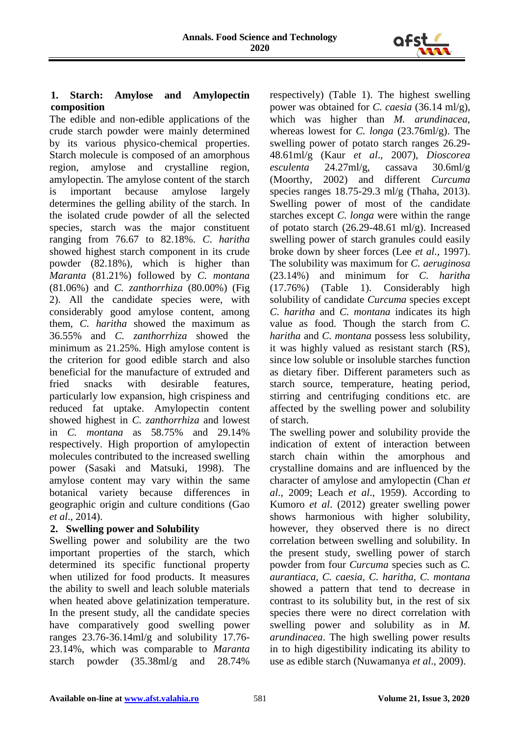## 1. Starch: Amylose and Amylopectin composition

The edible and non-edible applications of the crude starch powder were mainly determined by its various physico-chemical properties. Starch molecule is composed of an amorphous region, amylose and crystalline region, amylopectin. The amylose content of the starch is important because amylose largely determines the gelling ability of the starch. In the isolated crude powder of all the selected species, starch was the major constituent ranging from 76.67 to 82.18%. *C. haritha* showed highest starch component in its crude powder (82.18%), which is higher than *Maranta* (81.21%) followed by *C. montana* (81.06%) and *C. zanthorrhiza* (80.00%) (Fig 2). All the candidate species were, with considerably good amylose content, among them, *C. haritha* showed the maximum as 36.55% and *C. zanthorrhiza* showed the minimum as 21.25%. High amylose content is the criterion for good edible starch and also beneficial for the manufacture of extruded and fried snacks with desirable features, particularly low expansion, high crispiness and reduced fat uptake. Amylopectin content showed highest in *C. zanthorrhiza* and lowest in *C. montana* as 58.75% and 29.14% respectively. High proportion of amylopectin molecules contributed to the increased swelling power (Sasaki and Matsuki, 1998). The amylose content may vary within the same botanical variety because differences in geographic origin and culture conditions (Gao *et al*., 2014).

## 2. Swelling power and Solubility

Swelling power and solubility are the two important properties of the starch, which determined its specific functional property when utilized for food products. It measures the ability to swell and leach soluble materials when heated above gelatinization temperature. In the present study, all the candidate species have comparatively good swelling power ranges 23.76-36.14ml/g and solubility 17.76-23.14%, which was comparable to *Maranta* starch powder (35.38ml/g and 28.74% respectively) (Table 1). The highest swelling power was obtained for *C. caesia* (36.14 ml/g), which was higher than *M. arundinacea*, whereas lowest for *C. longa* (23.76ml/g). The swelling power of potato starch ranges 26.29-48.61ml/g (Kaur *et al*., 2007), *Dioscorea esculenta* 24.27ml/g, cassava 30.6ml/g (Moorthy, 2002) and different *Curcuma* species ranges 18.75-29.3 ml/g (Thaha, 2013). Swelling power of most of the candidate starches except *C. longa* were within the range of potato starch (26.29-48.61 ml/g). Increased swelling power of starch granules could easily broke down by sheer forces (Lee *et al*., 1997). The solubility was maximum for *C. aeruginosa* (23.14%) and minimum for *C. haritha* (17.76%) (Table 1). Considerably high solubility of candidate *Curcuma* species except *C. haritha* and *C. montana* indicates its high value as food. Though the starch from *C. haritha* and *C. montana* possess less solubility, it was highly valued as resistant starch (RS), since low soluble or insoluble starches function as dietary fiber. Different parameters such as starch source, temperature, heating period, stirring and centrifuging conditions etc. are affected by the swelling power and solubility of starch.

The swelling power and solubility provide the indication of extent of interaction between starch chain within the amorphous and crystalline domains and are influenced by the character of amylose and amylopectin (Chan *et al*., 2009; Leach *et al*., 1959). According to Kumoro *et al*. (2012) greater swelling power shows harmonious with higher solubility, however, they observed there is no direct correlation between swelling and solubility. In the present study, swelling power of starch powder from four *Curcuma* species such as *C. aurantiaca, C. caesia, C. haritha, C. montana* showed a pattern that tend to decrease in contrast to its solubility but, in the rest of six species there were no direct correlation with swelling power and solubility as in *M. arundinacea*. The high swelling power results in to high digestibility indicating its ability to use as edible starch (Nuwamanya *et al*., 2009).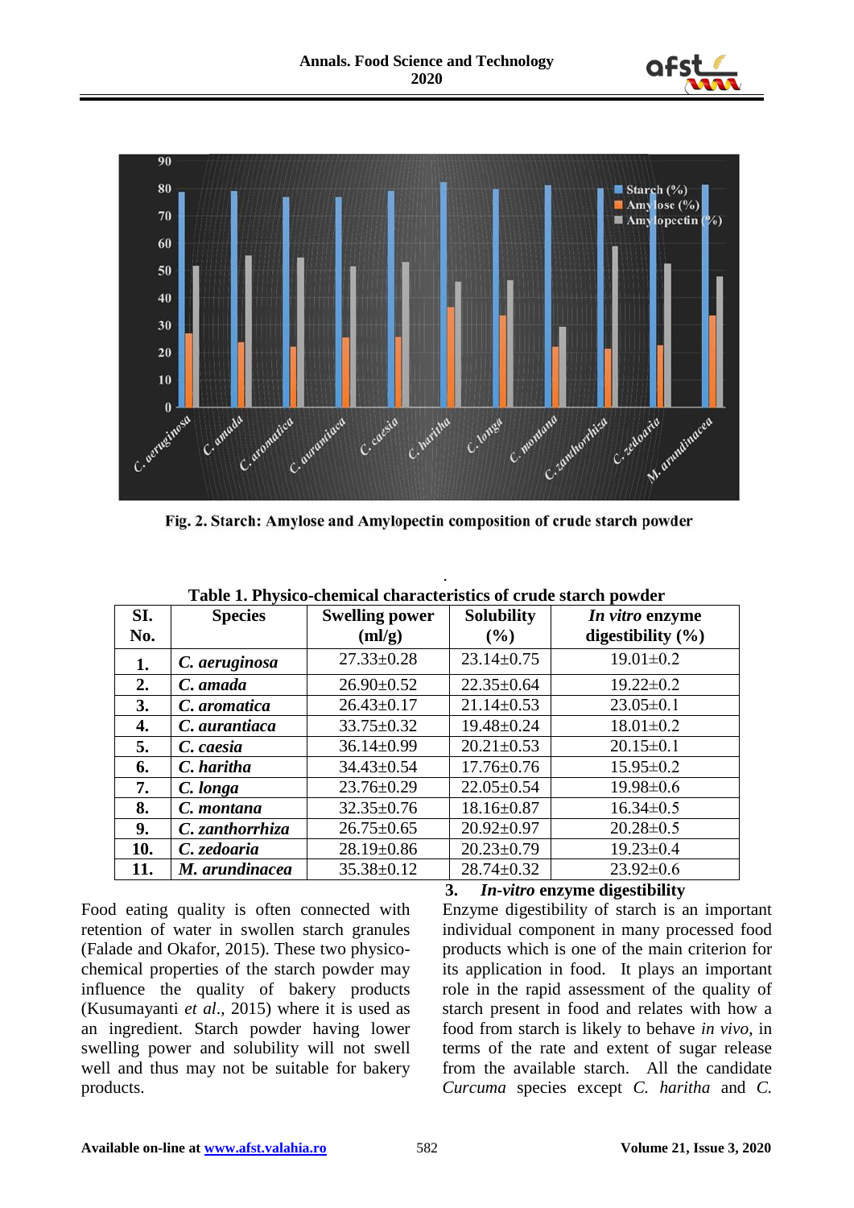Fig. 2. Starch: Amylose and Amylopectin composition of crude starch powder

Table 1. Physico-chemical characteristics of crude starch powder

| Sl. No. | Species | Swelling power (ml/g) | Solubility (%) | *In vitro* enzyme digestibility (%) |
|---|---|---|---|---|
| 1. | *C. aeruginosa* | 27.33±0.28 | 23.14±0.75 | 19.01±0.2 |
| 2. | *C. amada* | 26.90±0.52 | 22.35±0.64 | 19.22±0.2 |
| 3. | *C. aromatica* | 26.43±0.17 | 21.14±0.53 | 23.05±0.1 |
| 4. | *C. aurantiaca* | 33.75±0.32 | 19.48±0.24 | 18.01±0.2 |
| 5. | *C. caesia* | 36.14±0.99 | 20.21±0.53 | 20.15±0.1 |
| 6. | *C. haritha* | 34.43±0.54 | 17.76±0.76 | 15.95±0.2 |
| 7. | *C. longa* | 23.76±0.29 | 22.05±0.54 | 19.98±0.6 |
| 8. | *C. montana* | 32.35±0.76 | 18.16±0.87 | 16.34±0.5 |
| 9. | *C. zanthorrhiza* | 26.75±0.65 | 20.92±0.97 | 20.28±0.5 |
| 10. | *C. zedoaria* | 28.19±0.86 | 20.23±0.79 | 19.23±0.4 |
| 11. | *M. arundinacea* | 35.38±0.12 | 28.74±0.32 | 23.92±0.6 |

Food eating quality is often connected with retention of water in swollen starch granules (Falade and Okafor, 2015). These two physico-chemical properties of the starch powder may influence the quality of bakery products (Kusumayanti *et al.*, 2015) where it is used as an ingredient. Starch powder having lower swelling power and solubility will not swell well and thus may not be suitable for bakery products.

### 3. *In-vitro* enzyme digestibility

Enzyme digestibility of starch is an important individual component in many processed food products which is one of the main criterion for its application in food. It plays an important role in the rapid assessment of the quality of starch present in food and relates with how a food from starch is likely to behave *in vivo*, in terms of the rate and extent of sugar release from the available starch. All the candidate *Curcuma* species except *C. haritha* and *C.*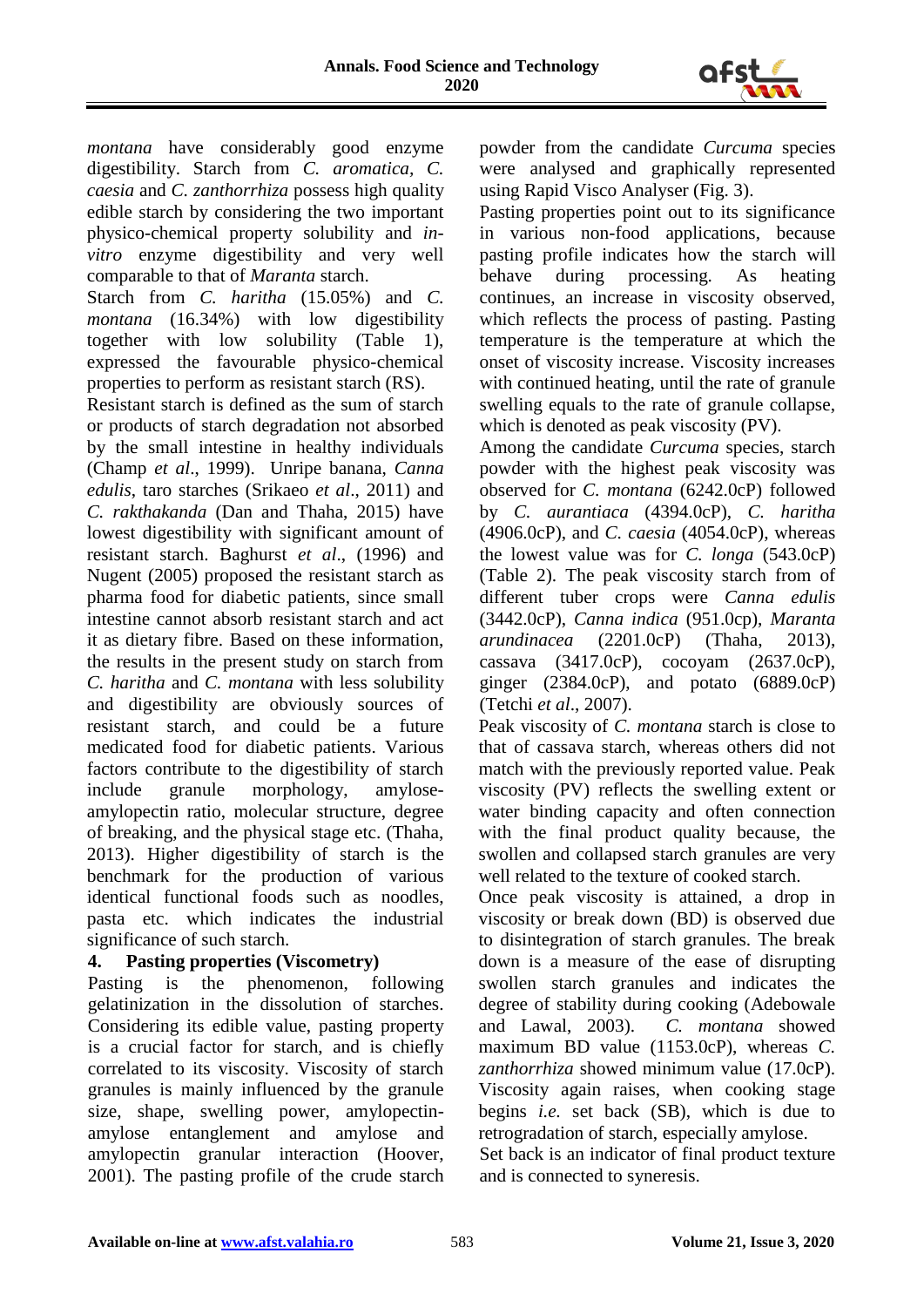*montana* have considerably good enzyme digestibility. Starch from *C. aromatica, C. caesia* and *C. zanthorrhiza* possess high quality edible starch by considering the two important physico-chemical property solubility and *in-vitro* enzyme digestibility and very well comparable to that of *Maranta* starch.

Starch from *C. haritha* (15.05%) and *C. montana* (16.34%) with low digestibility together with low solubility (Table 1), expressed the favourable physico-chemical properties to perform as resistant starch (RS).

Resistant starch is defined as the sum of starch or products of starch degradation not absorbed by the small intestine in healthy individuals (Champ *et al*., 1999). Unripe banana, *Canna edulis*, taro starches (Srikaeo *et al*., 2011) and *C. rakthakanda* (Dan and Thaha, 2015) have lowest digestibility with significant amount of resistant starch. Baghurst *et al*., (1996) and Nugent (2005) proposed the resistant starch as pharma food for diabetic patients, since small intestine cannot absorb resistant starch and act it as dietary fibre. Based on these information, the results in the present study on starch from *C. haritha* and *C. montana* with less solubility and digestibility are obviously sources of resistant starch, and could be a future medicated food for diabetic patients. Various factors contribute to the digestibility of starch include granule morphology, amylose-amylopectin ratio, molecular structure, degree of breaking, and the physical stage etc. (Thaha, 2013). Higher digestibility of starch is the benchmark for the production of various identical functional foods such as noodles, pasta etc. which indicates the industrial significance of such starch.

## 4. Pasting properties (Viscometry)

Pasting is the phenomenon, following gelatinization in the dissolution of starches. Considering its edible value, pasting property is a crucial factor for starch, and is chiefly correlated to its viscosity. Viscosity of starch granules is mainly influenced by the granule size, shape, swelling power, amylopectin-amylose entanglement and amylose and amylopectin granular interaction (Hoover, 2001). The pasting profile of the crude starch powder from the candidate *Curcuma* species were analysed and graphically represented using Rapid Visco Analyser (Fig. 3).

Pasting properties point out to its significance in various non-food applications, because pasting profile indicates how the starch will behave during processing. As heating continues, an increase in viscosity observed, which reflects the process of pasting. Pasting temperature is the temperature at which the onset of viscosity increase. Viscosity increases with continued heating, until the rate of granule swelling equals to the rate of granule collapse, which is denoted as peak viscosity (PV).

Among the candidate *Curcuma* species, starch powder with the highest peak viscosity was observed for *C. montana* (6242.0cP) followed by *C. aurantiaca* (4394.0cP), *C. haritha* (4906.0cP), and *C. caesia* (4054.0cP), whereas the lowest value was for *C. longa* (543.0cP) (Table 2). The peak viscosity starch from of different tuber crops were *Canna edulis* (3442.0cP), *Canna indica* (951.0cp), *Maranta arundinacea* (2201.0cP) (Thaha, 2013), cassava (3417.0cP), cocoyam (2637.0cP), ginger (2384.0cP), and potato (6889.0cP) (Tetchi *et al*., 2007).

Peak viscosity of *C. montana* starch is close to that of cassava starch, whereas others did not match with the previously reported value. Peak viscosity (PV) reflects the swelling extent or water binding capacity and often connection with the final product quality because, the swollen and collapsed starch granules are very well related to the texture of cooked starch.

Once peak viscosity is attained, a drop in viscosity or break down (BD) is observed due to disintegration of starch granules. The break down is a measure of the ease of disrupting swollen starch granules and indicates the degree of stability during cooking (Adebowale and Lawal, 2003). *C. montana* showed maximum BD value (1153.0cP), whereas *C. zanthorrhiza* showed minimum value (17.0cP). Viscosity again raises, when cooking stage begins *i.e.* set back (SB), which is due to retrogradation of starch, especially amylose.

Set back is an indicator of final product texture and is connected to syneresis.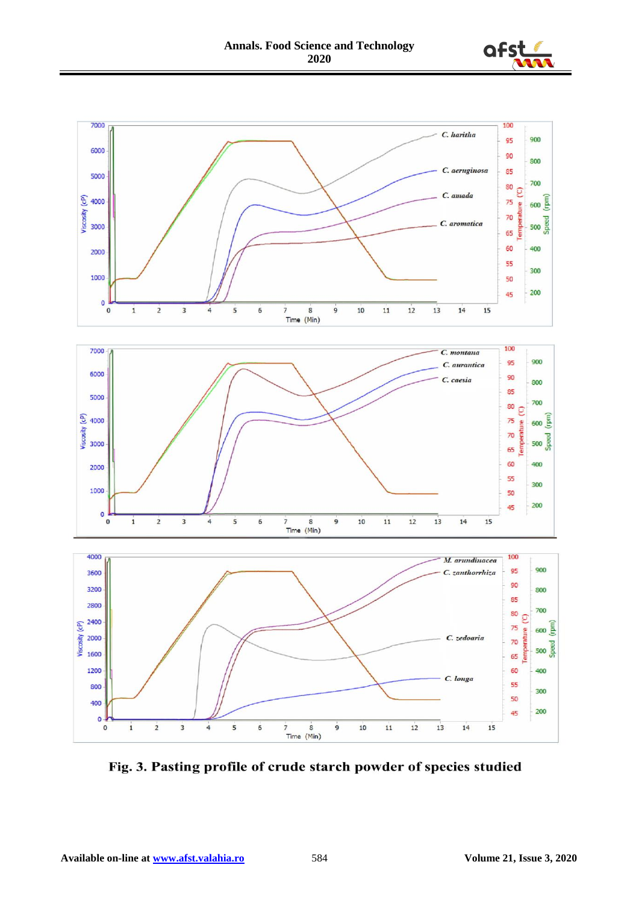**Fig. 3. Pasting profile of crude starch powder of species studied**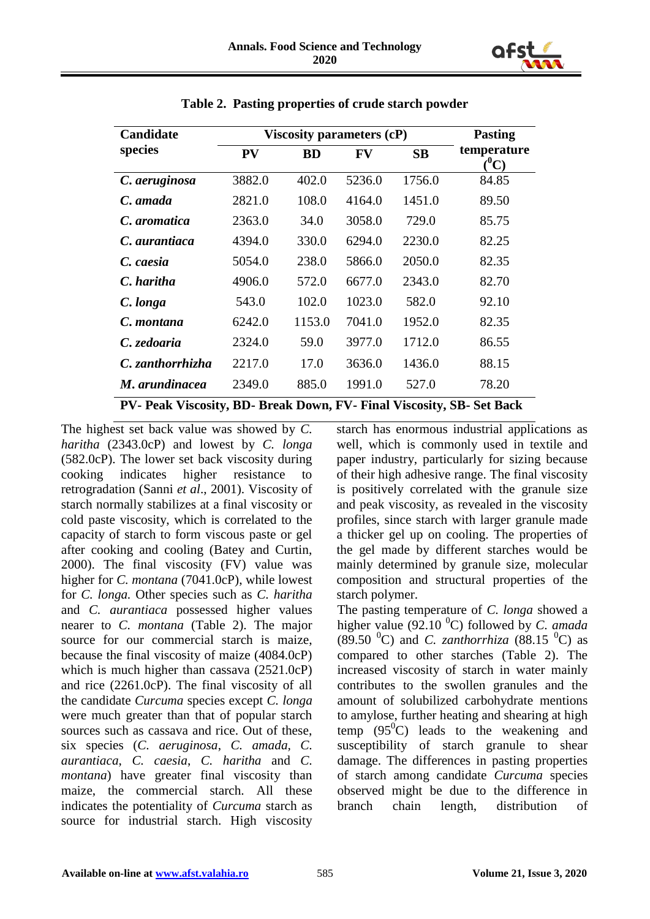**Table 2. Pasting properties of crude starch powder**

| Candidate species | Viscosity parameters (cP) | | | | Pasting temperature ($^0$C) |
|---|---|---|---|---|---|
| | PV | BD | FV | SB | |
| ***C. aeruginosa*** | 3882.0 | 402.0 | 5236.0 | 1756.0 | 84.85 |
| ***C. amada*** | 2821.0 | 108.0 | 4164.0 | 1451.0 | 89.50 |
| ***C. aromatica*** | 2363.0 | 34.0 | 3058.0 | 729.0 | 85.75 |
| ***C. aurantiaca*** | 4394.0 | 330.0 | 6294.0 | 2230.0 | 82.25 |
| ***C. caesia*** | 5054.0 | 238.0 | 5866.0 | 2050.0 | 82.35 |
| ***C. haritha*** | 4906.0 | 572.0 | 6677.0 | 2343.0 | 82.70 |
| ***C. longa*** | 543.0 | 102.0 | 1023.0 | 582.0 | 92.10 |
| ***C. montana*** | 6242.0 | 1153.0 | 7041.0 | 1952.0 | 82.35 |
| ***C. zedoaria*** | 2324.0 | 59.0 | 3977.0 | 1712.0 | 86.55 |
| ***C. zanthorrhizha*** | 2217.0 | 17.0 | 3636.0 | 1436.0 | 88.15 |
| ***M. arundinacea*** | 2349.0 | 885.0 | 1991.0 | 527.0 | 78.20 |

**PV- Peak Viscosity, BD- Break Down, FV- Final Viscosity, SB- Set Back**

The highest set back value was showed by *C. haritha* (2343.0cP) and lowest by *C. longa* (582.0cP). The lower set back viscosity during cooking indicates higher resistance to retrogradation (Sanni *et al*., 2001). Viscosity of starch normally stabilizes at a final viscosity or cold paste viscosity, which is correlated to the capacity of starch to form viscous paste or gel after cooking and cooling (Batey and Curtin, 2000). The final viscosity (FV) value was higher for *C. montana* (7041.0cP), while lowest for *C. longa.* Other species such as *C. haritha* and *C. aurantiaca* possessed higher values nearer to *C. montana* (Table 2). The major source for our commercial starch is maize, because the final viscosity of maize (4084.0cP) which is much higher than cassava (2521.0cP) and rice (2261.0cP). The final viscosity of all the candidate *Curcuma* species except *C. longa* were much greater than that of popular starch sources such as cassava and rice. Out of these, six species (*C. aeruginosa*, *C. amada, C. aurantiaca*, *C. caesia*, *C. haritha* and *C. montana*) have greater final viscosity than maize, the commercial starch. All these indicates the potentiality of *Curcuma* starch as source for industrial starch. High viscosity starch has enormous industrial applications as well, which is commonly used in textile and paper industry, particularly for sizing because of their high adhesive range. The final viscosity is positively correlated with the granule size and peak viscosity, as revealed in the viscosity profiles, since starch with larger granule made a thicker gel up on cooling. The properties of the gel made by different starches would be mainly determined by granule size, molecular composition and structural properties of the starch polymer.

The pasting temperature of *C. longa* showed a higher value (92.10 $^0$C) followed by *C. amada* (89.50 $^0$C) and *C. zanthorrhiza* (88.15 $^0$C) as compared to other starches (Table 2). The increased viscosity of starch in water mainly contributes to the swollen granules and the amount of solubilized carbohydrate mentions to amylose, further heating and shearing at high temp (95$^0$C) leads to the weakening and susceptibility of starch granule to shear damage. The differences in pasting properties of starch among candidate *Curcuma* species observed might be due to the difference in branch chain length, distribution of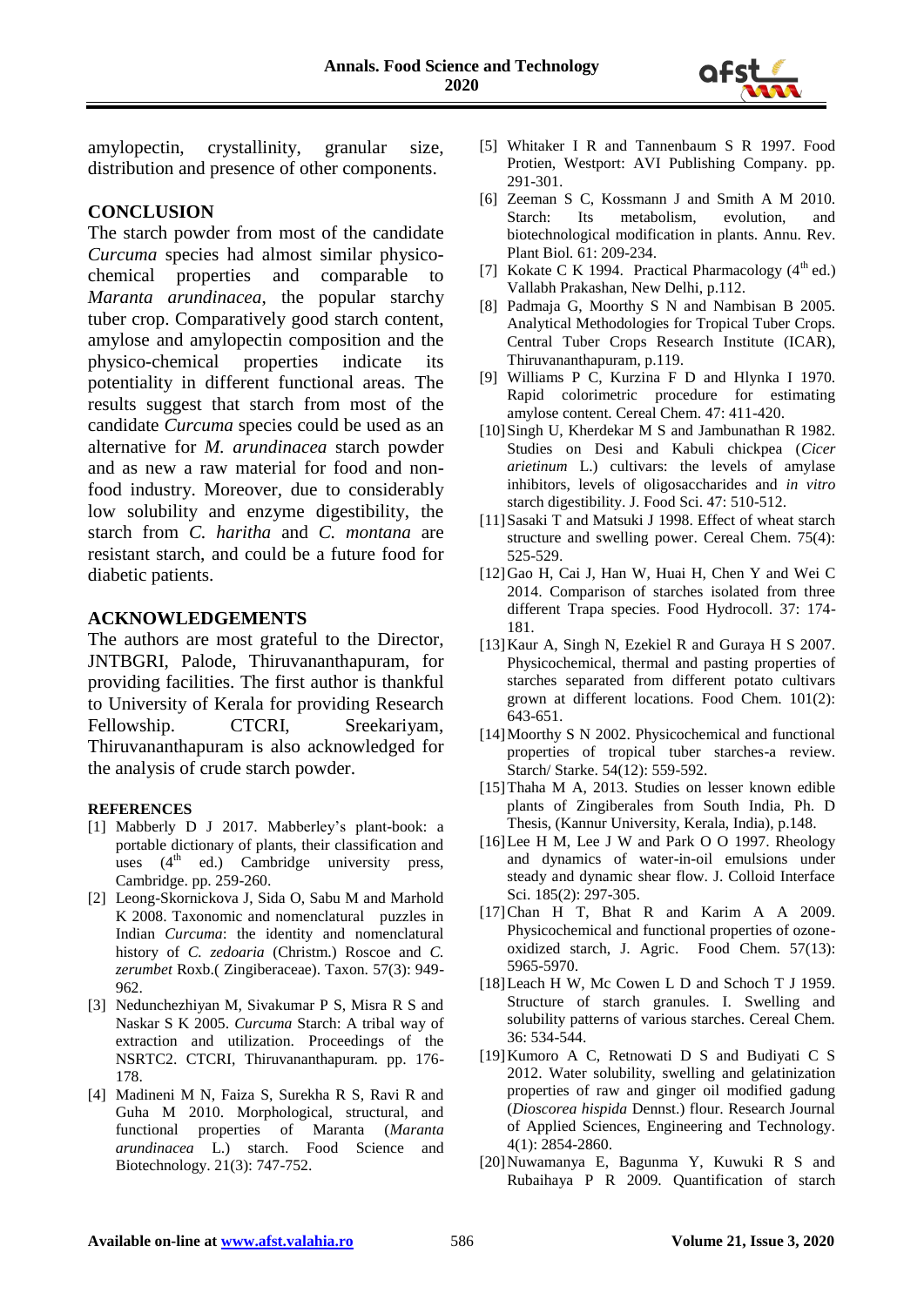amylopectin, crystallinity, granular size, distribution and presence of other components.

## CONCLUSION

The starch powder from most of the candidate *Curcuma* species had almost similar physico-chemical properties and comparable to *Maranta arundinacea*, the popular starchy tuber crop. Comparatively good starch content, amylose and amylopectin composition and the physico-chemical properties indicate its potentiality in different functional areas. The results suggest that starch from most of the candidate *Curcuma* species could be used as an alternative for *M. arundinacea* starch powder and as new a raw material for food and non-food industry. Moreover, due to considerably low solubility and enzyme digestibility, the starch from *C. haritha* and *C. montana* are resistant starch, and could be a future food for diabetic patients.

## ACKNOWLEDGEMENTS

The authors are most grateful to the Director, JNTBGRI, Palode, Thiruvananthapuram, for providing facilities. The first author is thankful to University of Kerala for providing Research Fellowship. CTCRI, Sreekariyam, Thiruvananthapuram is also acknowledged for the analysis of crude starch powder.

## REFERENCES

[1] Mabberly D J 2017. Mabberley's plant-book: a portable dictionary of plants, their classification and uses (4th ed.) Cambridge university press, Cambridge. pp. 259-260.

[2] Leong-Skornickova J, Sida O, Sabu M and Marhold K 2008. Taxonomic and nomenclatural puzzles in Indian *Curcuma*: the identity and nomenclatural history of *C. zedoaria* (Christm.) Roscoe and *C. zerumbet* Roxb.( Zingiberaceae). Taxon. 57(3): 949-962.

[3] Nedunchezhiyan M, Sivakumar P S, Misra R S and Naskar S K 2005. *Curcuma* Starch: A tribal way of extraction and utilization. Proceedings of the NSRTC2. CTCRI, Thiruvananthapuram. pp. 176-178.

[4] Madineni M N, Faiza S, Surekha R S, Ravi R and Guha M 2010. Morphological, structural, and functional properties of Maranta (*Maranta arundinacea* L.) starch. Food Science and Biotechnology. 21(3): 747-752.

[5] Whitaker I R and Tannenbaum S R 1997. Food Protien, Westport: AVI Publishing Company. pp. 291-301.

[6] Zeeman S C, Kossmann J and Smith A M 2010. Starch: Its metabolism, evolution, and biotechnological modification in plants. Annu. Rev. Plant Biol. 61: 209-234.

[7] Kokate C K 1994. Practical Pharmacology (4th ed.) Vallabh Prakashan, New Delhi, p.112.

[8] Padmaja G, Moorthy S N and Nambisan B 2005. Analytical Methodologies for Tropical Tuber Crops. Central Tuber Crops Research Institute (ICAR), Thiruvananthapuram, p.119.

[9] Williams P C, Kurzina F D and Hlynka I 1970. Rapid colorimetric procedure for estimating amylose content. Cereal Chem. 47: 411-420.

[10] Singh U, Kherdekar M S and Jambunathan R 1982. Studies on Desi and Kabuli chickpea (*Cicer arietinum* L.) cultivars: the levels of amylase inhibitors, levels of oligosaccharides and *in vitro* starch digestibility. J. Food Sci. 47: 510-512.

[11] Sasaki T and Matsuki J 1998. Effect of wheat starch structure and swelling power. Cereal Chem. 75(4): 525-529.

[12] Gao H, Cai J, Han W, Huai H, Chen Y and Wei C 2014. Comparison of starches isolated from three different Trapa species. Food Hydrocoll. 37: 174-181.

[13] Kaur A, Singh N, Ezekiel R and Guraya H S 2007. Physicochemical, thermal and pasting properties of starches separated from different potato cultivars grown at different locations. Food Chem. 101(2): 643-651.

[14] Moorthy S N 2002. Physicochemical and functional properties of tropical tuber starches-a review. Starch/ Starke. 54(12): 559-592.

[15] Thaha M A, 2013. Studies on lesser known edible plants of Zingiberales from South India, Ph. D Thesis, (Kannur University, Kerala, India), p.148.

[16] Lee H M, Lee J W and Park O O 1997. Rheology and dynamics of water-in-oil emulsions under steady and dynamic shear flow. J. Colloid Interface Sci. 185(2): 297-305.

[17] Chan H T, Bhat R and Karim A A 2009. Physicochemical and functional properties of ozone-oxidized starch, J. Agric. Food Chem. 57(13): 5965-5970.

[18] Leach H W, Mc Cowen L D and Schoch T J 1959. Structure of starch granules. I. Swelling and solubility patterns of various starches. Cereal Chem. 36: 534-544.

[19] Kumoro A C, Retnowati D S and Budiyati C S 2012. Water solubility, swelling and gelatinization properties of raw and ginger oil modified gadung (*Dioscorea hispida* Dennst.) flour. Research Journal of Applied Sciences, Engineering and Technology. 4(1): 2854-2860.

[20] Nuwamanya E, Bagunma Y, Kuwuki R S and Rubaihaya P R 2009. Quantification of starch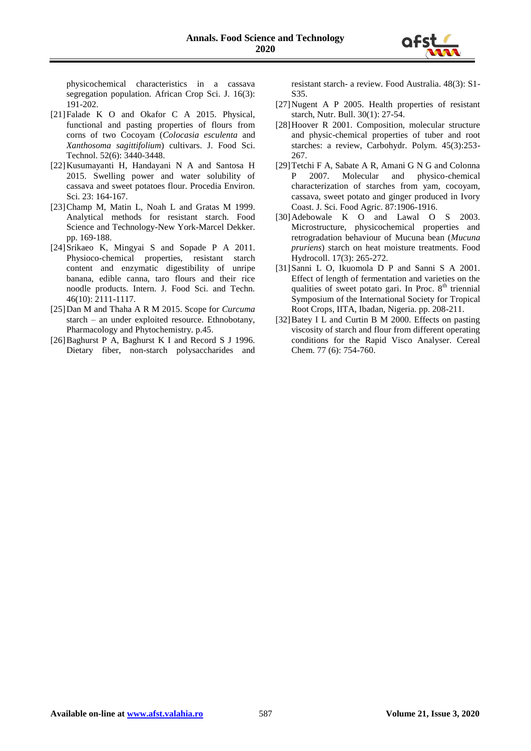physicochemical characteristics in a cassava segregation population. African Crop Sci. J. 16(3): 191-202.

[21] Falade K O and Okafor C A 2015. Physical, functional and pasting properties of flours from corns of two Cocoyam (*Colocasia esculenta* and *Xanthosoma sagittifolium*) cultivars. J. Food Sci. Technol. 52(6): 3440-3448.

[22] Kusumayanti H, Handayani N A and Santosa H 2015. Swelling power and water solubility of cassava and sweet potatoes flour. Procedia Environ. Sci. 23: 164-167.

[23] Champ M, Matin L, Noah L and Gratas M 1999. Analytical methods for resistant starch. Food Science and Technology-New York-Marcel Dekker. pp. 169-188.

[24] Srikaeo K, Mingyai S and Sopade P A 2011. Physioco-chemical properties, resistant starch content and enzymatic digestibility of unripe banana, edible canna, taro flours and their rice noodle products. Intern. J. Food Sci. and Techn. 46(10): 2111-1117.

[25] Dan M and Thaha A R M 2015. Scope for *Curcuma* starch – an under exploited resource. Ethnobotany, Pharmacology and Phytochemistry. p.45.

[26] Baghurst P A, Baghurst K I and Record S J 1996. Dietary fiber, non-starch polysaccharides and resistant starch- a review. Food Australia. 48(3): S1-S35.

[27] Nugent A P 2005. Health properties of resistant starch, Nutr. Bull. 30(1): 27-54.

[28] Hoover R 2001. Composition, molecular structure and physic-chemical properties of tuber and root starches: a review, Carbohydr. Polym. 45(3):253-267.

[29] Tetchi F A, Sabate A R, Amani G N G and Colonna P 2007. Molecular and physico-chemical characterization of starches from yam, cocoyam, cassava, sweet potato and ginger produced in Ivory Coast. J. Sci. Food Agric. 87:1906-1916.

[30] Adebowale K O and Lawal O S 2003. Microstructure, physicochemical properties and retrogradation behaviour of Mucuna bean (*Mucuna pruriens*) starch on heat moisture treatments. Food Hydrocoll. 17(3): 265-272.

[31] Sanni L O, Ikuomola D P and Sanni S A 2001. Effect of length of fermentation and varieties on the qualities of sweet potato gari. In Proc. 8th triennial Symposium of the International Society for Tropical Root Crops, IITA, Ibadan, Nigeria. pp. 208-211.

[32] Batey I L and Curtin B M 2000. Effects on pasting viscosity of starch and flour from different operating conditions for the Rapid Visco Analyser. Cereal Chem. 77 (6): 754-760.